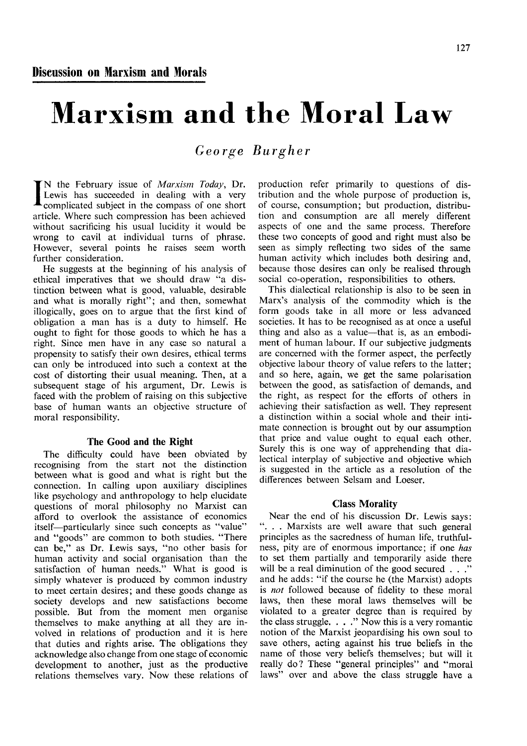**Discussion on Marxism and Morals**

# Marxism and the Moral Law

*George Burgher*

IN the February issue of *Marxism Today*, Dr. Lewis has succeeded in dealing with a very complicated subject in the compass of one short article. Where such compression has been achieved without sacrificing his usual lucidity it would be wrong to cavil at individual turns of phrase. However, several points he raises seem worth further consideration.

He suggests at the beginning of his analysis of ethical imperatives that we should draw "a distinction between what is good, valuable, desirable and what is morally right"; and then, somewhat illogically, goes on to argue that the first kind of obligation a man has is a duty to himself. He ought to fight for those goods to which he has a right. Since men have in any case so natural a propensity to satisfy their own desires, ethical terms can only be introduced into such a context at the cost of distorting their usual meaning. Then, at a subsequent stage of his argument, Dr. Lewis is faced with the problem of raising on this subjective base of human wants an objective structure of moral responsibility.

### The Good and the Right

The difficulty could have been obviated by recognising from the start not the distinction between what is good and what is right but the connection. In calling upon auxiliary disciplines like psychology and anthropology to help elucidate questions of moral philosophy no Marxist can afford to overlook the assistance of economics itself—particularly since such concepts as "value" and "goods" are common to both studies. "There can be," as Dr. Lewis says, "no other basis for human activity and social organisation than the satisfaction of human needs." What is good is simply whatever is produced by common industry to meet certain desires; and these goods change as society develops and new satisfactions become possible. But from the moment men organise themselves to make anything at all they are involved in relations of production and it is here that duties and rights arise. The obligations they acknowledge also change from one stage of economic development to another, just as the productive relations themselves vary. Now these relations of production refer primarily to questions of distribution and the whole purpose of production is, of course, consumption; but production, distribution and consumption are all merely different aspects of one and the same process. Therefore these two concepts of good and right must also be seen as simply reflecting two sides of the same human activity which includes both desiring and, because those desires can only be realised through social co-operation, responsibilities to others.

This dialectical relationship is also to be seen in Marx's analysis of the commodity which is the form goods take in all more or less advanced societies. It has to be recognised as at once a useful thing and also as a value—that is, as an embodiment of human labour. If our subjective judgments are concerned with the former aspect, the perfectly objective labour theory of value refers to the latter; and so here, again, we get the same polarisation between the good, as satisfaction of demands, and the right, as respect for the efforts of others in achieving their satisfaction as well. They represent a distinction within a social whole and their intimate connection is brought out by our assumption that price and value ought to equal each other. Surely this is one way of apprehending that dialectical interplay of subjective and objective which is suggested in the article as a resolution of the differences between Selsam and Loeser.

### Class Morality

Near the end of his discussion Dr. Lewis says: ". . . Marxists are well aware that such general principles as the sacredness of human life, truthfulness, pity are of enormous importance; if one *has* to set them partially and temporarily aside there will be a real diminution of the good secured . . ." and he adds: "if the course he (the Marxist) adopts is *not* followed because of fidelity to these moral laws, then these moral laws themselves will be violated to a greater degree than is required by the class struggle. . . ." Now this is a very romantic notion of the Marxist jeopardising his own soul to save others, acting against his true beliefs in the name of those very beliefs themselves; but will it really do? These "general principles" and "moral laws" over and above the class struggle have a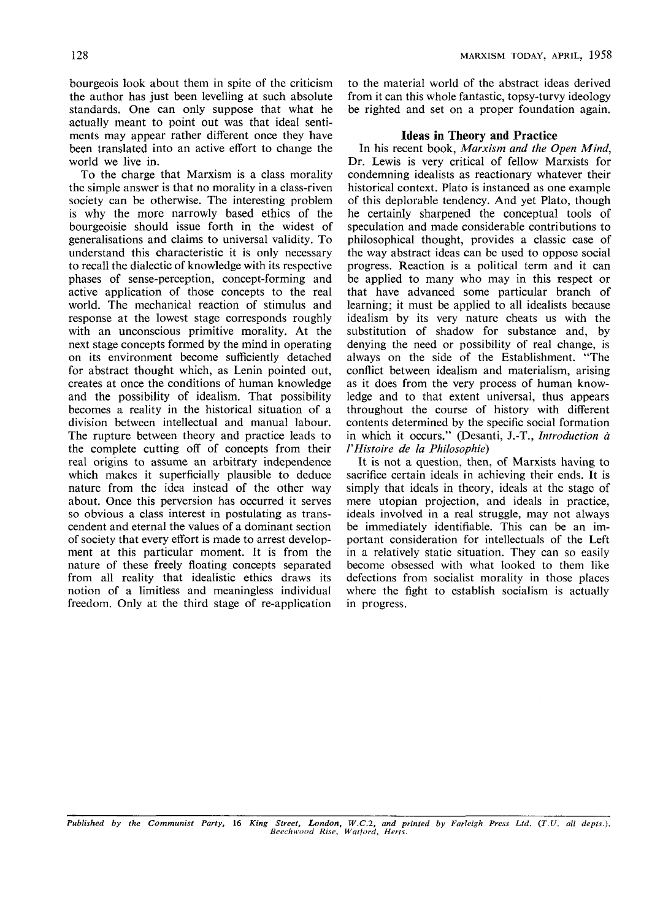bourgeois look about them in spite of the criticism the author has just been levelling at such absolute standards. One can only suppose that what he actually meant to point out was that ideal sentiments may appear rather different once they have been translated into an active effort to change the world we live in.

To the charge that Marxism is a class morality the simple answer is that no morality in a class-riven society can be otherwise. The interesting problem is why the more narrowly based ethics of the bourgeoisie should issue forth in the widest of generalisations and claims to universal validity. To understand this characteristic it is only necessary to recall the dialectic of knowledge with its respective phases of sense-perception, concept-forming and active application of those concepts to the real world. The mechanical reaction of stimulus and response at the lowest stage corresponds roughly with an unconscious primitive morality. At the next stage concepts formed by the mind in operating on its environment become sufficiently detached for abstract thought which, as Lenin pointed out, creates at once the conditions of human knowledge and the possibility of idealism. That possibility becomes a reality in the historical situation of a division between intellectual and manual labour. The rupture between theory and practice leads to the complete cutting off of concepts from their real origins to assume an arbitrary independence which makes it superficially plausible to deduce nature from the idea instead of the other way about. Once this perversion has occurred it serves so obvious a class interest in postulating as transcendent and eternal the values of a dominant section of society that every effort is made to arrest development at this particular moment. It is from the nature of these freely floating concepts separated from all reality that idealistic ethics draws its notion of a limitless and meaningless individual freedom. Only at the third stage of re-application to the material world of the abstract ideas derived from it can this whole fantastic, topsy-turvy ideology be righted and set on a proper foundation again.

### Ideas in Theory and Practice

In his recent book, *Marxism and the Open Mind*, Dr. Lewis is very critical of fellow Marxists for condemning idealists as reactionary whatever their historical context. Plato is instanced as one example of this deplorable tendency. And yet Plato, though he certainly sharpened the conceptual tools of speculation and made considerable contributions to philosophical thought, provides a classic case of the way abstract ideas can be used to oppose social progress. Reaction is a political term and it can be applied to many who may in this respect or that have advanced some particular branch of learning; it must be applied to all idealists because idealism by its very nature cheats us with the substitution of shadow for substance and, by denying the need or possibility of real change, is always on the side of the Establishment. "The conflict between idealism and materialism, arising as it does from the very process of human knowledge and to that extent universal, thus appears throughout the course of history with different contents determined by the specific social formation in which it occurs." (Desanti, J.-T., *Introduction à l'Histoire de la Philosophie*)

It is not a question, then, of Marxists having to sacrifice certain ideals in achieving their ends. It is simply that ideals in theory, ideals at the stage of mere utopian projection, and ideals in practice, ideals involved in a real struggle, may not always be immediately identifiable. This can be an important consideration for intellectuals of the Left in a relatively static situation. They can so easily become obsessed with what looked to them like defections from socialist morality in those places where the fight to establish socialism is actually in progress.

*Published by the Communist Party, 16 King Street, London, W.C.2, and printed by Farleigh Press Ltd. (T.U. all depts.), Beechwood Rise, Watford, Herts.*